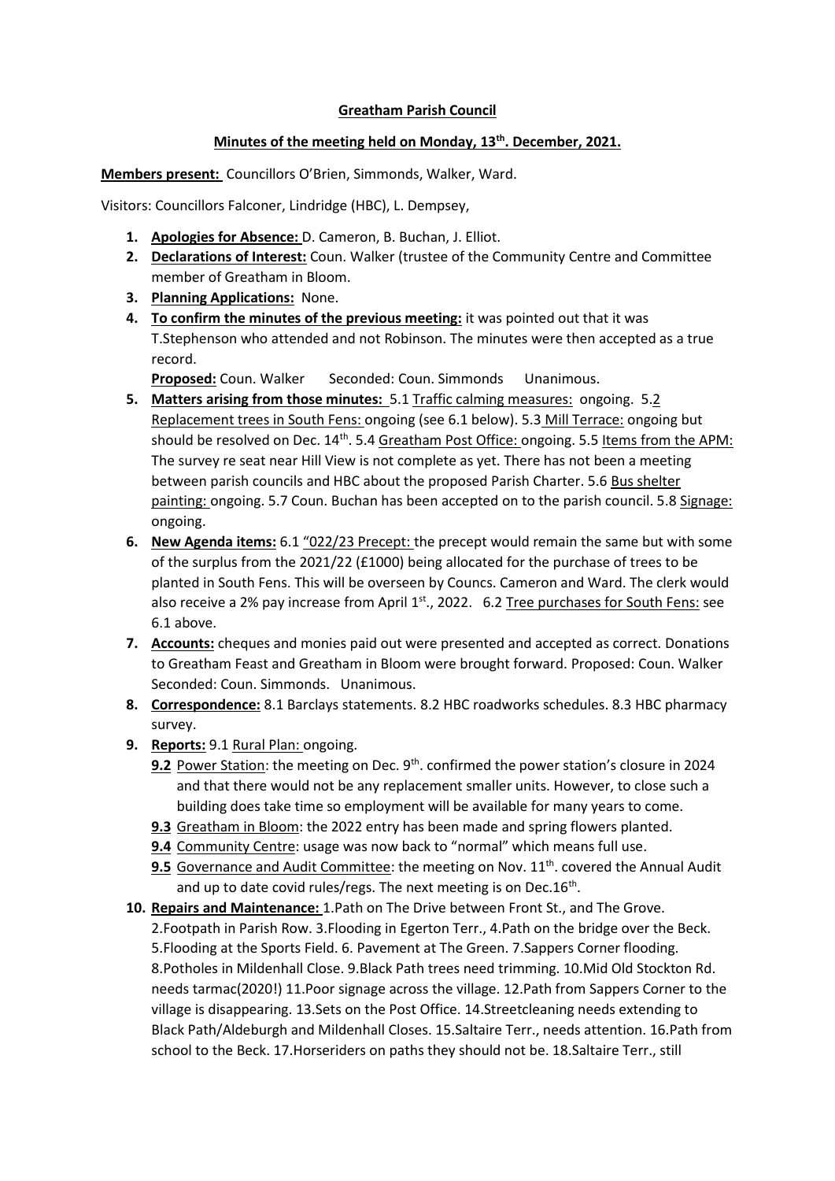**Greatham Parish Council**

**Minutes of the meeting held on Monday, 13th. December, 2021.**

**Members present:** Councillors O'Brien, Simmonds, Walker, Ward.

Visitors: Councillors Falconer, Lindridge (HBC), L. Dempsey,

1. **Apologies for Absence:** D. Cameron, B. Buchan, J. Elliot.
2. **Declarations of Interest:** Coun. Walker (trustee of the Community Centre and Committee member of Greatham in Bloom.
3. **Planning Applications:** None.
4. **To confirm the minutes of the previous meeting:** it was pointed out that it was T.Stephenson who attended and not Robinson. The minutes were then accepted as a true record.
   **Proposed:** Coun. Walker  Seconded: Coun. Simmonds  Unanimous.
5. **Matters arising from those minutes:** 5.1 Traffic calming measures: ongoing. 5.2 Replacement trees in South Fens: ongoing (see 6.1 below). 5.3 Mill Terrace: ongoing but should be resolved on Dec. 14th. 5.4 Greatham Post Office: ongoing. 5.5 Items from the APM: The survey re seat near Hill View is not complete as yet. There has not been a meeting between parish councils and HBC about the proposed Parish Charter. 5.6 Bus shelter painting: ongoing. 5.7 Coun. Buchan has been accepted on to the parish council. 5.8 Signage: ongoing.
6. **New Agenda items:** 6.1 "022/23 Precept: the precept would remain the same but with some of the surplus from the 2021/22 (£1000) being allocated for the purchase of trees to be planted in South Fens. This will be overseen by Councs. Cameron and Ward. The clerk would also receive a 2% pay increase from April 1st., 2022. 6.2 Tree purchases for South Fens: see 6.1 above.
7. **Accounts:** cheques and monies paid out were presented and accepted as correct. Donations to Greatham Feast and Greatham in Bloom were brought forward. Proposed: Coun. Walker Seconded: Coun. Simmonds. Unanimous.
8. **Correspondence:** 8.1 Barclays statements. 8.2 HBC roadworks schedules. 8.3 HBC pharmacy survey.
9. **Reports:** 9.1 Rural Plan: ongoing.
   - **9.2** Power Station: the meeting on Dec. 9th. confirmed the power station's closure in 2024 and that there would not be any replacement smaller units. However, to close such a building does take time so employment will be available for many years to come.
   - **9.3** Greatham in Bloom: the 2022 entry has been made and spring flowers planted.
   - **9.4** Community Centre: usage was now back to "normal" which means full use.
   - **9.5** Governance and Audit Committee: the meeting on Nov. 11th. covered the Annual Audit and up to date covid rules/regs. The next meeting is on Dec.16th.
10. **Repairs and Maintenance:** 1.Path on The Drive between Front St., and The Grove. 2.Footpath in Parish Row. 3.Flooding in Egerton Terr., 4.Path on the bridge over the Beck. 5.Flooding at the Sports Field. 6. Pavement at The Green. 7.Sappers Corner flooding. 8.Potholes in Mildenhall Close. 9.Black Path trees need trimming. 10.Mid Old Stockton Rd. needs tarmac(2020!) 11.Poor signage across the village. 12.Path from Sappers Corner to the village is disappearing. 13.Sets on the Post Office. 14.Streetcleaning needs extending to Black Path/Aldeburgh and Mildenhall Closes. 15.Saltaire Terr., needs attention. 16.Path from school to the Beck. 17.Horseriders on paths they should not be. 18.Saltaire Terr., still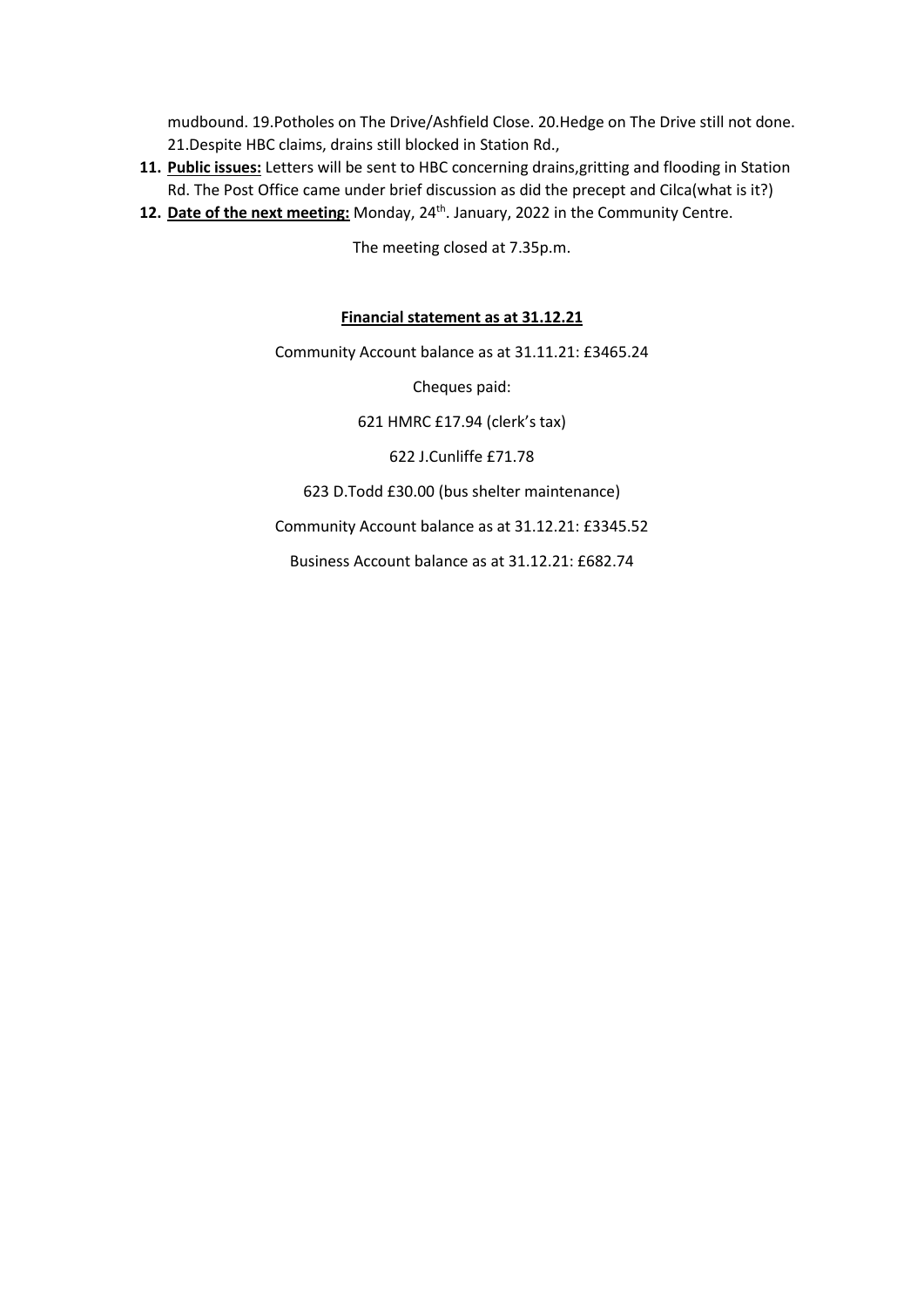mudbound. 19.Potholes on The Drive/Ashfield Close. 20.Hedge on The Drive still not done. 21.Despite HBC claims, drains still blocked in Station Rd.,

11. **Public issues:** Letters will be sent to HBC concerning drains,gritting and flooding in Station Rd. The Post Office came under brief discussion as did the precept and Cilca(what is it?)
12. **Date of the next meeting:** Monday, 24th. January, 2022 in the Community Centre.

The meeting closed at 7.35p.m.

**Financial statement as at 31.12.21**

Community Account balance as at 31.11.21: £3465.24

Cheques paid:

621 HMRC £17.94 (clerk's tax)

622 J.Cunliffe £71.78

623 D.Todd £30.00 (bus shelter maintenance)

Community Account balance as at 31.12.21: £3345.52

Business Account balance as at 31.12.21: £682.74